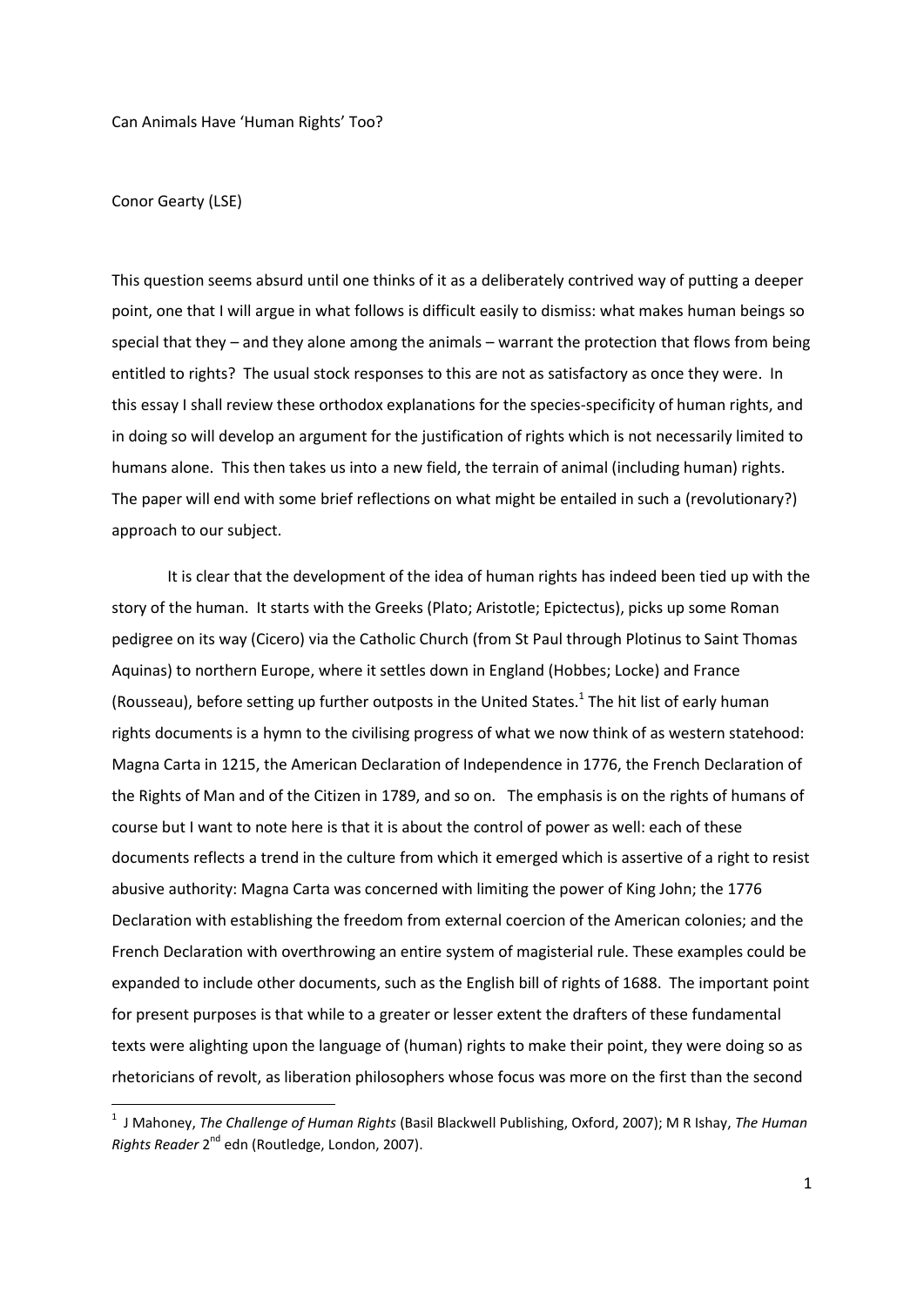# Can Animals Have 'Human Rights' Too?

Conor Gearty (LSE)

This question seems absurd until one thinks of it as a deliberately contrived way of putting a deeper point, one that I will argue in what follows is difficult easily to dismiss: what makes human beings so special that they – and they alone among the animals – warrant the protection that flows from being entitled to rights? The usual stock responses to this are not as satisfactory as once they were. In this essay I shall review these orthodox explanations for the species-specificity of human rights, and in doing so will develop an argument for the justification of rights which is not necessarily limited to humans alone. This then takes us into a new field, the terrain of animal (including human) rights. The paper will end with some brief reflections on what might be entailed in such a (revolutionary?) approach to our subject.

It is clear that the development of the idea of human rights has indeed been tied up with the story of the human. It starts with the Greeks (Plato; Aristotle; Epictectus), picks up some Roman pedigree on its way (Cicero) via the Catholic Church (from St Paul through Plotinus to Saint Thomas Aquinas) to northern Europe, where it settles down in England (Hobbes; Locke) and France (Rousseau), before setting up further outposts in the United States.[1] The hit list of early human rights documents is a hymn to the civilising progress of what we now think of as western statehood: Magna Carta in 1215, the American Declaration of Independence in 1776, the French Declaration of the Rights of Man and of the Citizen in 1789, and so on. The emphasis is on the rights of humans of course but I want to note here is that it is about the control of power as well: each of these documents reflects a trend in the culture from which it emerged which is assertive of a right to resist abusive authority: Magna Carta was concerned with limiting the power of King John; the 1776 Declaration with establishing the freedom from external coercion of the American colonies; and the French Declaration with overthrowing an entire system of magisterial rule. These examples could be expanded to include other documents, such as the English bill of rights of 1688. The important point for present purposes is that while to a greater or lesser extent the drafters of these fundamental texts were alighting upon the language of (human) rights to make their point, they were doing so as rhetoricians of revolt, as liberation philosophers whose focus was more on the first than the second

---

[1] J Mahoney, *The Challenge of Human Rights* (Basil Blackwell Publishing, Oxford, 2007); M R Ishay, *The Human Rights Reader* 2nd edn (Routledge, London, 2007).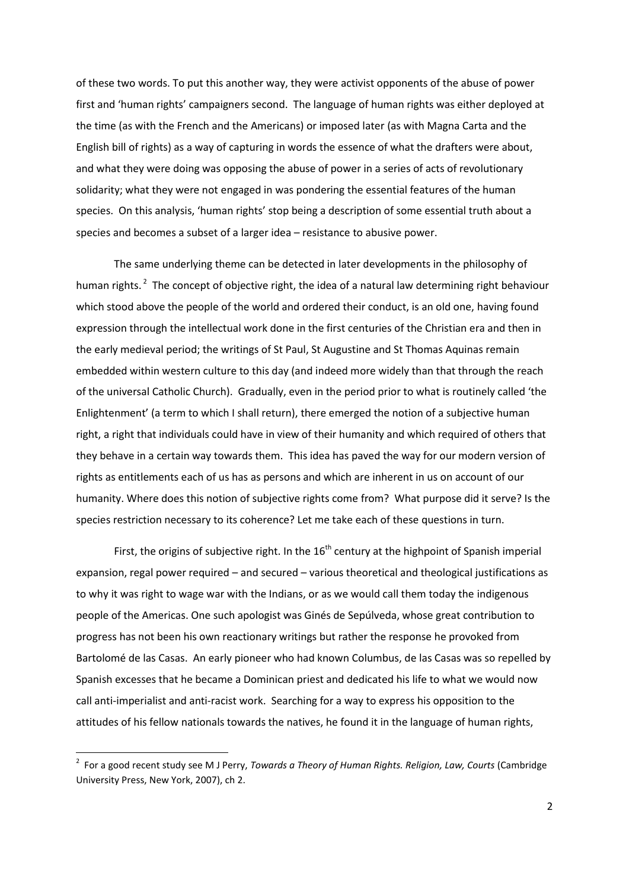of these two words. To put this another way, they were activist opponents of the abuse of power first and 'human rights' campaigners second. The language of human rights was either deployed at the time (as with the French and the Americans) or imposed later (as with Magna Carta and the English bill of rights) as a way of capturing in words the essence of what the drafters were about, and what they were doing was opposing the abuse of power in a series of acts of revolutionary solidarity; what they were not engaged in was pondering the essential features of the human species. On this analysis, 'human rights' stop being a description of some essential truth about a species and becomes a subset of a larger idea – resistance to abusive power.

The same underlying theme can be detected in later developments in the philosophy of human rights.[2] The concept of objective right, the idea of a natural law determining right behaviour which stood above the people of the world and ordered their conduct, is an old one, having found expression through the intellectual work done in the first centuries of the Christian era and then in the early medieval period; the writings of St Paul, St Augustine and St Thomas Aquinas remain embedded within western culture to this day (and indeed more widely than that through the reach of the universal Catholic Church). Gradually, even in the period prior to what is routinely called 'the Enlightenment' (a term to which I shall return), there emerged the notion of a subjective human right, a right that individuals could have in view of their humanity and which required of others that they behave in a certain way towards them. This idea has paved the way for our modern version of rights as entitlements each of us has as persons and which are inherent in us on account of our humanity. Where does this notion of subjective rights come from? What purpose did it serve? Is the species restriction necessary to its coherence? Let me take each of these questions in turn.

First, the origins of subjective right. In the 16th century at the highpoint of Spanish imperial expansion, regal power required – and secured – various theoretical and theological justifications as to why it was right to wage war with the Indians, or as we would call them today the indigenous people of the Americas. One such apologist was Ginés de Sepúlveda, whose great contribution to progress has not been his own reactionary writings but rather the response he provoked from Bartolomé de las Casas. An early pioneer who had known Columbus, de las Casas was so repelled by Spanish excesses that he became a Dominican priest and dedicated his life to what we would now call anti-imperialist and anti-racist work. Searching for a way to express his opposition to the attitudes of his fellow nationals towards the natives, he found it in the language of human rights,

[2] For a good recent study see M J Perry, *Towards a Theory of Human Rights. Religion, Law, Courts* (Cambridge University Press, New York, 2007), ch 2.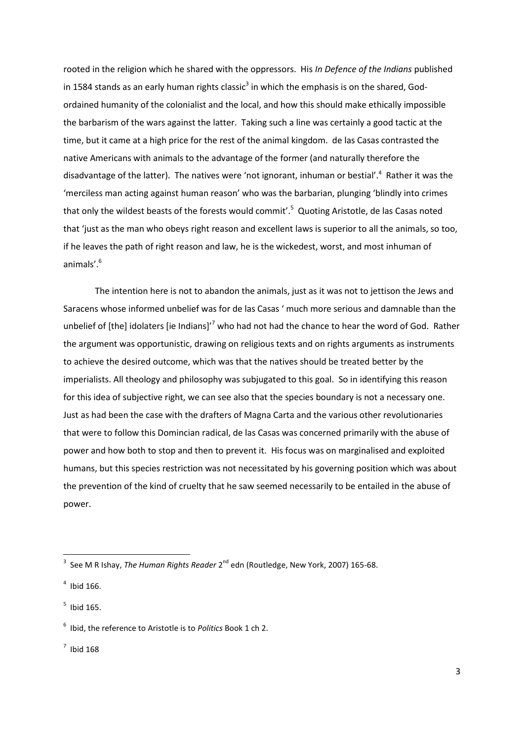rooted in the religion which he shared with the oppressors. His *In Defence of the Indians* published in 1584 stands as an early human rights classic[3] in which the emphasis is on the shared, God-ordained humanity of the colonialist and the local, and how this should make ethically impossible the barbarism of the wars against the latter. Taking such a line was certainly a good tactic at the time, but it came at a high price for the rest of the animal kingdom. de las Casas contrasted the native Americans with animals to the advantage of the former (and naturally therefore the disadvantage of the latter). The natives were 'not ignorant, inhuman or bestial'.[4] Rather it was the 'merciless man acting against human reason' who was the barbarian, plunging 'blindly into crimes that only the wildest beasts of the forests would commit'.[5] Quoting Aristotle, de las Casas noted that 'just as the man who obeys right reason and excellent laws is superior to all the animals, so too, if he leaves the path of right reason and law, he is the wickedest, worst, and most inhuman of animals'.[6]

The intention here is not to abandon the animals, just as it was not to jettison the Jews and Saracens whose informed unbelief was for de las Casas ' much more serious and damnable than the unbelief of [the] idolaters [ie Indians]'[7] who had not had the chance to hear the word of God. Rather the argument was opportunistic, drawing on religious texts and on rights arguments as instruments to achieve the desired outcome, which was that the natives should be treated better by the imperialists. All theology and philosophy was subjugated to this goal. So in identifying this reason for this idea of subjective right, we can see also that the species boundary is not a necessary one. Just as had been the case with the drafters of Magna Carta and the various other revolutionaries that were to follow this Domincian radical, de las Casas was concerned primarily with the abuse of power and how both to stop and then to prevent it. His focus was on marginalised and exploited humans, but this species restriction was not necessitated by his governing position which was about the prevention of the kind of cruelty that he saw seemed necessarily to be entailed in the abuse of power.

---

[3] See M R Ishay, *The Human Rights Reader* 2nd edn (Routledge, New York, 2007) 165-68.

[4] Ibid 166.

[5] Ibid 165.

[6] Ibid, the reference to Aristotle is to *Politics* Book 1 ch 2.

[7] Ibid 168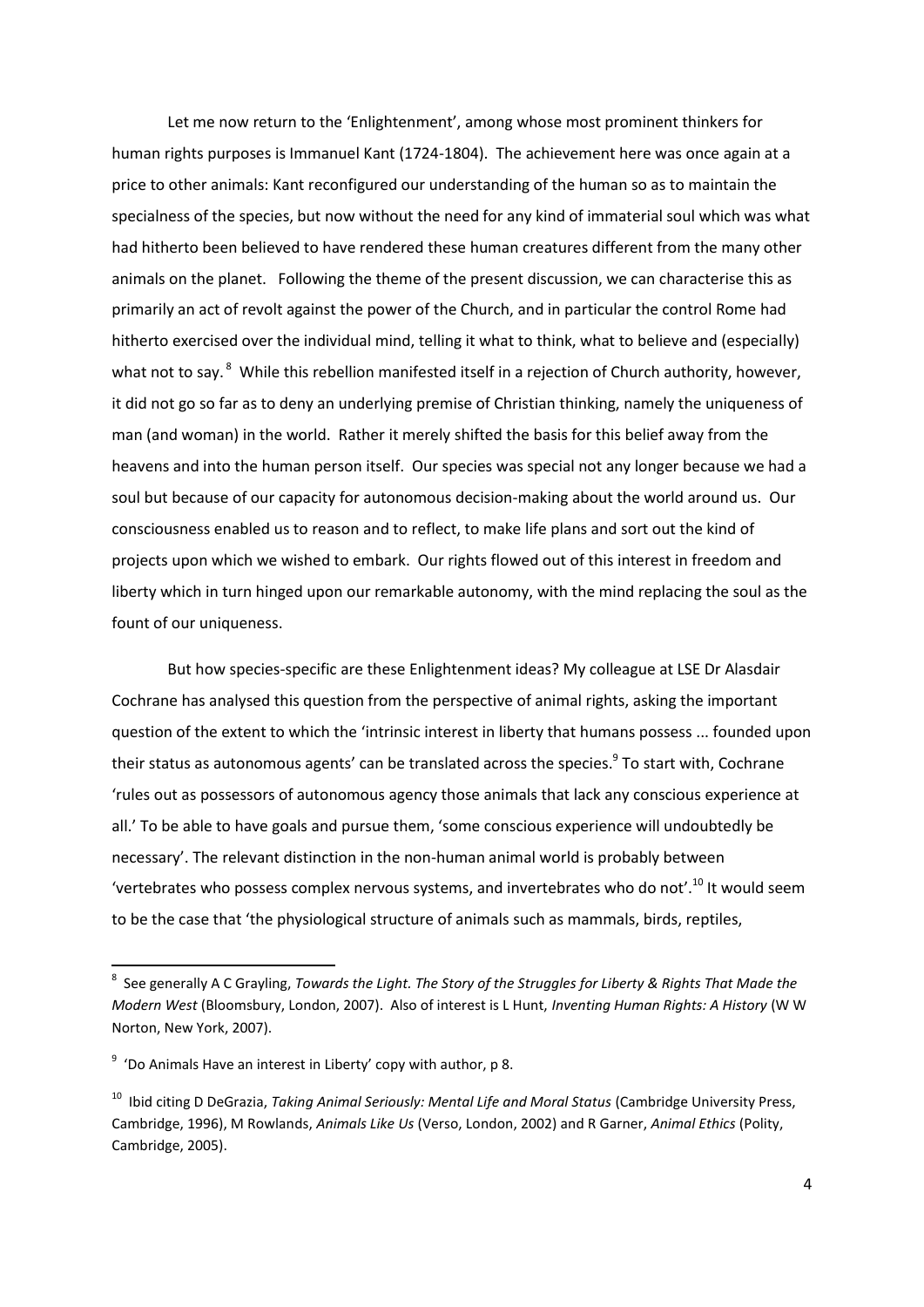Let me now return to the 'Enlightenment', among whose most prominent thinkers for human rights purposes is Immanuel Kant (1724-1804). The achievement here was once again at a price to other animals: Kant reconfigured our understanding of the human so as to maintain the specialness of the species, but now without the need for any kind of immaterial soul which was what had hitherto been believed to have rendered these human creatures different from the many other animals on the planet. Following the theme of the present discussion, we can characterise this as primarily an act of revolt against the power of the Church, and in particular the control Rome had hitherto exercised over the individual mind, telling it what to think, what to believe and (especially) what not to say.[8] While this rebellion manifested itself in a rejection of Church authority, however, it did not go so far as to deny an underlying premise of Christian thinking, namely the uniqueness of man (and woman) in the world. Rather it merely shifted the basis for this belief away from the heavens and into the human person itself. Our species was special not any longer because we had a soul but because of our capacity for autonomous decision-making about the world around us. Our consciousness enabled us to reason and to reflect, to make life plans and sort out the kind of projects upon which we wished to embark. Our rights flowed out of this interest in freedom and liberty which in turn hinged upon our remarkable autonomy, with the mind replacing the soul as the fount of our uniqueness.

But how species-specific are these Enlightenment ideas? My colleague at LSE Dr Alasdair Cochrane has analysed this question from the perspective of animal rights, asking the important question of the extent to which the 'intrinsic interest in liberty that humans possess ... founded upon their status as autonomous agents' can be translated across the species.[9] To start with, Cochrane 'rules out as possessors of autonomous agency those animals that lack any conscious experience at all.' To be able to have goals and pursue them, 'some conscious experience will undoubtedly be necessary'. The relevant distinction in the non-human animal world is probably between 'vertebrates who possess complex nervous systems, and invertebrates who do not'.[10] It would seem to be the case that 'the physiological structure of animals such as mammals, birds, reptiles,

---

[8] See generally A C Grayling, *Towards the Light. The Story of the Struggles for Liberty & Rights That Made the Modern West* (Bloomsbury, London, 2007). Also of interest is L Hunt, *Inventing Human Rights: A History* (W W Norton, New York, 2007).

[9] 'Do Animals Have an interest in Liberty' copy with author, p 8.

[10] Ibid citing D DeGrazia, *Taking Animal Seriously: Mental Life and Moral Status* (Cambridge University Press, Cambridge, 1996), M Rowlands, *Animals Like Us* (Verso, London, 2002) and R Garner, *Animal Ethics* (Polity, Cambridge, 2005).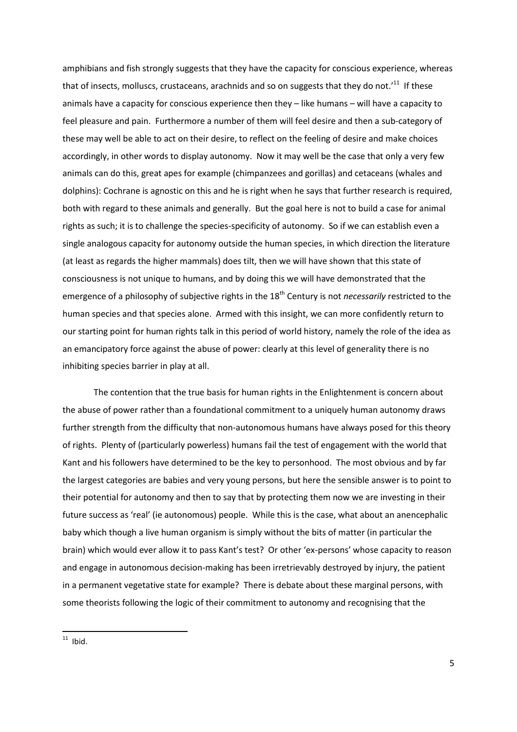amphibians and fish strongly suggests that they have the capacity for conscious experience, whereas that of insects, molluscs, crustaceans, arachnids and so on suggests that they do not.'[11] If these animals have a capacity for conscious experience then they – like humans – will have a capacity to feel pleasure and pain. Furthermore a number of them will feel desire and then a sub-category of these may well be able to act on their desire, to reflect on the feeling of desire and make choices accordingly, in other words to display autonomy. Now it may well be the case that only a very few animals can do this, great apes for example (chimpanzees and gorillas) and cetaceans (whales and dolphins): Cochrane is agnostic on this and he is right when he says that further research is required, both with regard to these animals and generally. But the goal here is not to build a case for animal rights as such; it is to challenge the species-specificity of autonomy. So if we can establish even a single analogous capacity for autonomy outside the human species, in which direction the literature (at least as regards the higher mammals) does tilt, then we will have shown that this state of consciousness is not unique to humans, and by doing this we will have demonstrated that the emergence of a philosophy of subjective rights in the 18th Century is not *necessarily* restricted to the human species and that species alone. Armed with this insight, we can more confidently return to our starting point for human rights talk in this period of world history, namely the role of the idea as an emancipatory force against the abuse of power: clearly at this level of generality there is no inhibiting species barrier in play at all.

The contention that the true basis for human rights in the Enlightenment is concern about the abuse of power rather than a foundational commitment to a uniquely human autonomy draws further strength from the difficulty that non-autonomous humans have always posed for this theory of rights. Plenty of (particularly powerless) humans fail the test of engagement with the world that Kant and his followers have determined to be the key to personhood. The most obvious and by far the largest categories are babies and very young persons, but here the sensible answer is to point to their potential for autonomy and then to say that by protecting them now we are investing in their future success as 'real' (ie autonomous) people. While this is the case, what about an anencephalic baby which though a live human organism is simply without the bits of matter (in particular the brain) which would ever allow it to pass Kant's test? Or other 'ex-persons' whose capacity to reason and engage in autonomous decision-making has been irretrievably destroyed by injury, the patient in a permanent vegetative state for example? There is debate about these marginal persons, with some theorists following the logic of their commitment to autonomy and recognising that the

---

[11] Ibid.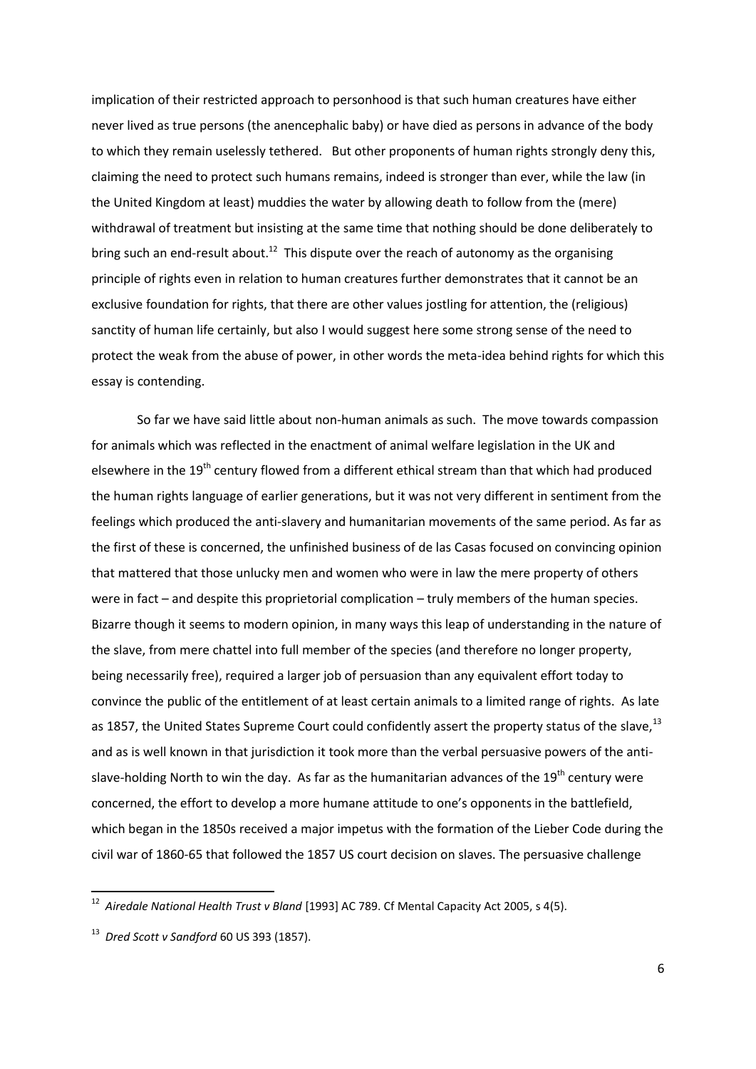implication of their restricted approach to personhood is that such human creatures have either never lived as true persons (the anencephalic baby) or have died as persons in advance of the body to which they remain uselessly tethered. But other proponents of human rights strongly deny this, claiming the need to protect such humans remains, indeed is stronger than ever, while the law (in the United Kingdom at least) muddies the water by allowing death to follow from the (mere) withdrawal of treatment but insisting at the same time that nothing should be done deliberately to bring such an end-result about.[12] This dispute over the reach of autonomy as the organising principle of rights even in relation to human creatures further demonstrates that it cannot be an exclusive foundation for rights, that there are other values jostling for attention, the (religious) sanctity of human life certainly, but also I would suggest here some strong sense of the need to protect the weak from the abuse of power, in other words the meta-idea behind rights for which this essay is contending.

So far we have said little about non-human animals as such. The move towards compassion for animals which was reflected in the enactment of animal welfare legislation in the UK and elsewhere in the 19th century flowed from a different ethical stream than that which had produced the human rights language of earlier generations, but it was not very different in sentiment from the feelings which produced the anti-slavery and humanitarian movements of the same period. As far as the first of these is concerned, the unfinished business of de las Casas focused on convincing opinion that mattered that those unlucky men and women who were in law the mere property of others were in fact – and despite this proprietorial complication – truly members of the human species. Bizarre though it seems to modern opinion, in many ways this leap of understanding in the nature of the slave, from mere chattel into full member of the species (and therefore no longer property, being necessarily free), required a larger job of persuasion than any equivalent effort today to convince the public of the entitlement of at least certain animals to a limited range of rights. As late as 1857, the United States Supreme Court could confidently assert the property status of the slave,[13] and as is well known in that jurisdiction it took more than the verbal persuasive powers of the anti-slave-holding North to win the day. As far as the humanitarian advances of the 19th century were concerned, the effort to develop a more humane attitude to one's opponents in the battlefield, which began in the 1850s received a major impetus with the formation of the Lieber Code during the civil war of 1860-65 that followed the 1857 US court decision on slaves. The persuasive challenge

---

[12] *Airedale National Health Trust v Bland* [1993] AC 789. Cf Mental Capacity Act 2005, s 4(5).

[13] *Dred Scott v Sandford* 60 US 393 (1857).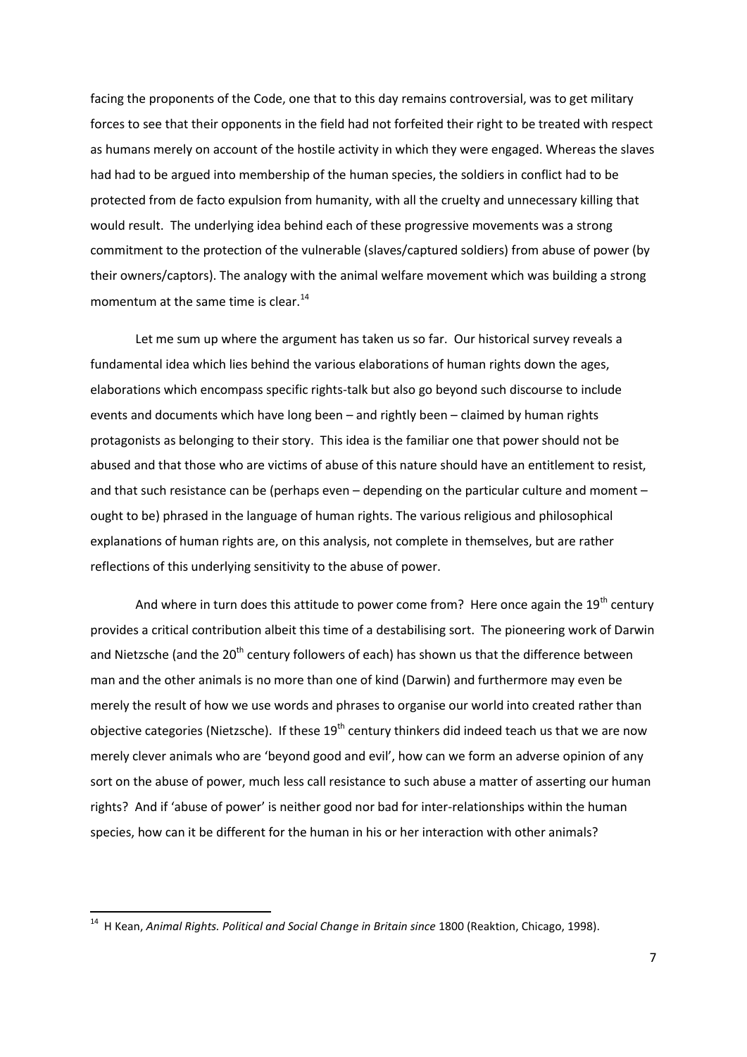facing the proponents of the Code, one that to this day remains controversial, was to get military forces to see that their opponents in the field had not forfeited their right to be treated with respect as humans merely on account of the hostile activity in which they were engaged. Whereas the slaves had had to be argued into membership of the human species, the soldiers in conflict had to be protected from de facto expulsion from humanity, with all the cruelty and unnecessary killing that would result. The underlying idea behind each of these progressive movements was a strong commitment to the protection of the vulnerable (slaves/captured soldiers) from abuse of power (by their owners/captors). The analogy with the animal welfare movement which was building a strong momentum at the same time is clear.[14]

Let me sum up where the argument has taken us so far. Our historical survey reveals a fundamental idea which lies behind the various elaborations of human rights down the ages, elaborations which encompass specific rights-talk but also go beyond such discourse to include events and documents which have long been – and rightly been – claimed by human rights protagonists as belonging to their story. This idea is the familiar one that power should not be abused and that those who are victims of abuse of this nature should have an entitlement to resist, and that such resistance can be (perhaps even – depending on the particular culture and moment – ought to be) phrased in the language of human rights. The various religious and philosophical explanations of human rights are, on this analysis, not complete in themselves, but are rather reflections of this underlying sensitivity to the abuse of power.

And where in turn does this attitude to power come from? Here once again the 19th century provides a critical contribution albeit this time of a destabilising sort. The pioneering work of Darwin and Nietzsche (and the 20th century followers of each) has shown us that the difference between man and the other animals is no more than one of kind (Darwin) and furthermore may even be merely the result of how we use words and phrases to organise our world into created rather than objective categories (Nietzsche). If these 19th century thinkers did indeed teach us that we are now merely clever animals who are 'beyond good and evil', how can we form an adverse opinion of any sort on the abuse of power, much less call resistance to such abuse a matter of asserting our human rights? And if 'abuse of power' is neither good nor bad for inter-relationships within the human species, how can it be different for the human in his or her interaction with other animals?

---

[14] H Kean, *Animal Rights. Political and Social Change in Britain since* 1800 (Reaktion, Chicago, 1998).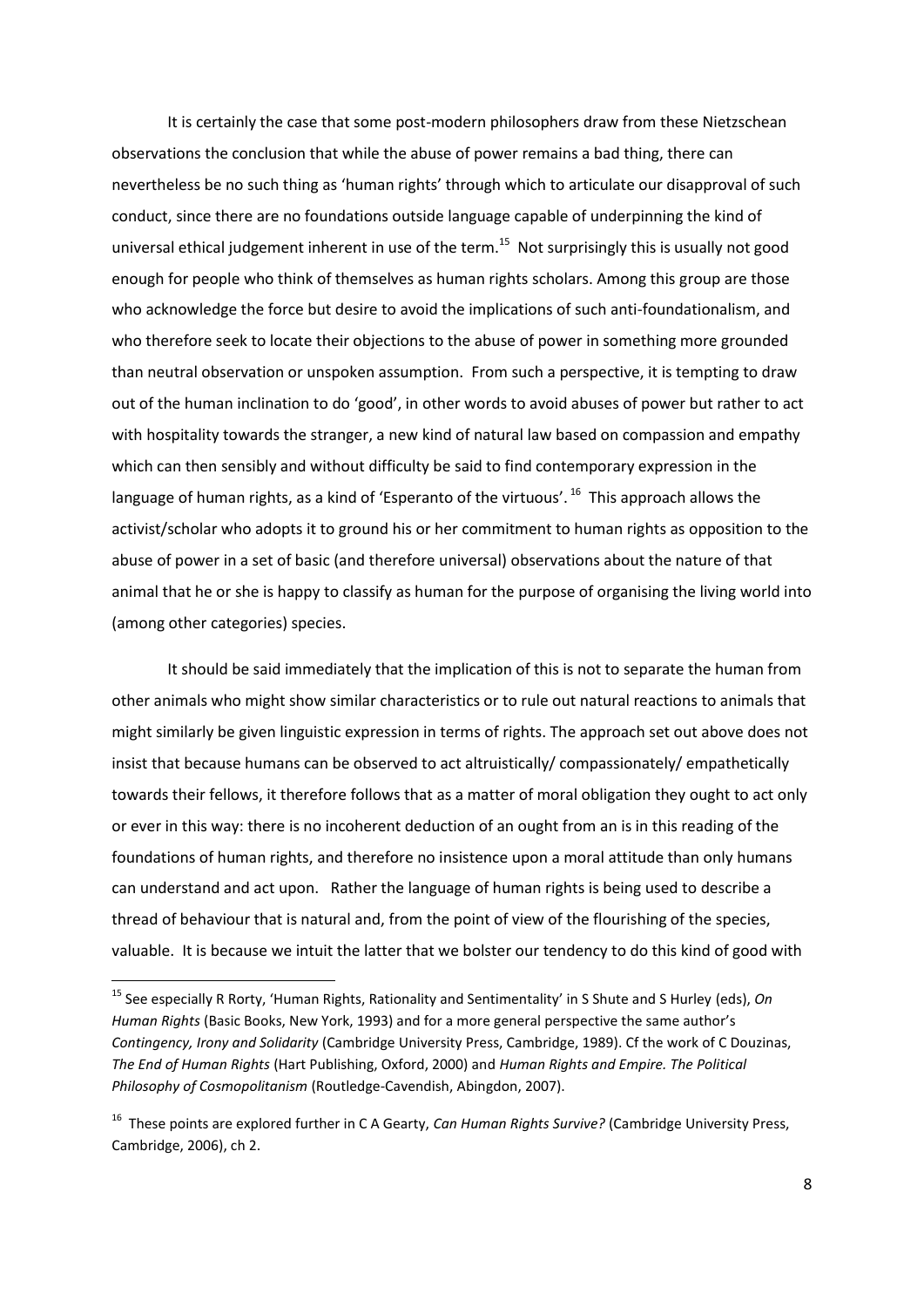It is certainly the case that some post-modern philosophers draw from these Nietzschean observations the conclusion that while the abuse of power remains a bad thing, there can nevertheless be no such thing as 'human rights' through which to articulate our disapproval of such conduct, since there are no foundations outside language capable of underpinning the kind of universal ethical judgement inherent in use of the term.[15] Not surprisingly this is usually not good enough for people who think of themselves as human rights scholars. Among this group are those who acknowledge the force but desire to avoid the implications of such anti-foundationalism, and who therefore seek to locate their objections to the abuse of power in something more grounded than neutral observation or unspoken assumption. From such a perspective, it is tempting to draw out of the human inclination to do 'good', in other words to avoid abuses of power but rather to act with hospitality towards the stranger, a new kind of natural law based on compassion and empathy which can then sensibly and without difficulty be said to find contemporary expression in the language of human rights, as a kind of 'Esperanto of the virtuous'.[16] This approach allows the activist/scholar who adopts it to ground his or her commitment to human rights as opposition to the abuse of power in a set of basic (and therefore universal) observations about the nature of that animal that he or she is happy to classify as human for the purpose of organising the living world into (among other categories) species.

It should be said immediately that the implication of this is not to separate the human from other animals who might show similar characteristics or to rule out natural reactions to animals that might similarly be given linguistic expression in terms of rights. The approach set out above does not insist that because humans can be observed to act altruistically/ compassionately/ empathetically towards their fellows, it therefore follows that as a matter of moral obligation they ought to act only or ever in this way: there is no incoherent deduction of an ought from an is in this reading of the foundations of human rights, and therefore no insistence upon a moral attitude than only humans can understand and act upon. Rather the language of human rights is being used to describe a thread of behaviour that is natural and, from the point of view of the flourishing of the species, valuable. It is because we intuit the latter that we bolster our tendency to do this kind of good with

---

[15] See especially R Rorty, 'Human Rights, Rationality and Sentimentality' in S Shute and S Hurley (eds), *On Human Rights* (Basic Books, New York, 1993) and for a more general perspective the same author's *Contingency, Irony and Solidarity* (Cambridge University Press, Cambridge, 1989). Cf the work of C Douzinas, *The End of Human Rights* (Hart Publishing, Oxford, 2000) and *Human Rights and Empire. The Political Philosophy of Cosmopolitanism* (Routledge-Cavendish, Abingdon, 2007).

[16] These points are explored further in C A Gearty, *Can Human Rights Survive?* (Cambridge University Press, Cambridge, 2006), ch 2.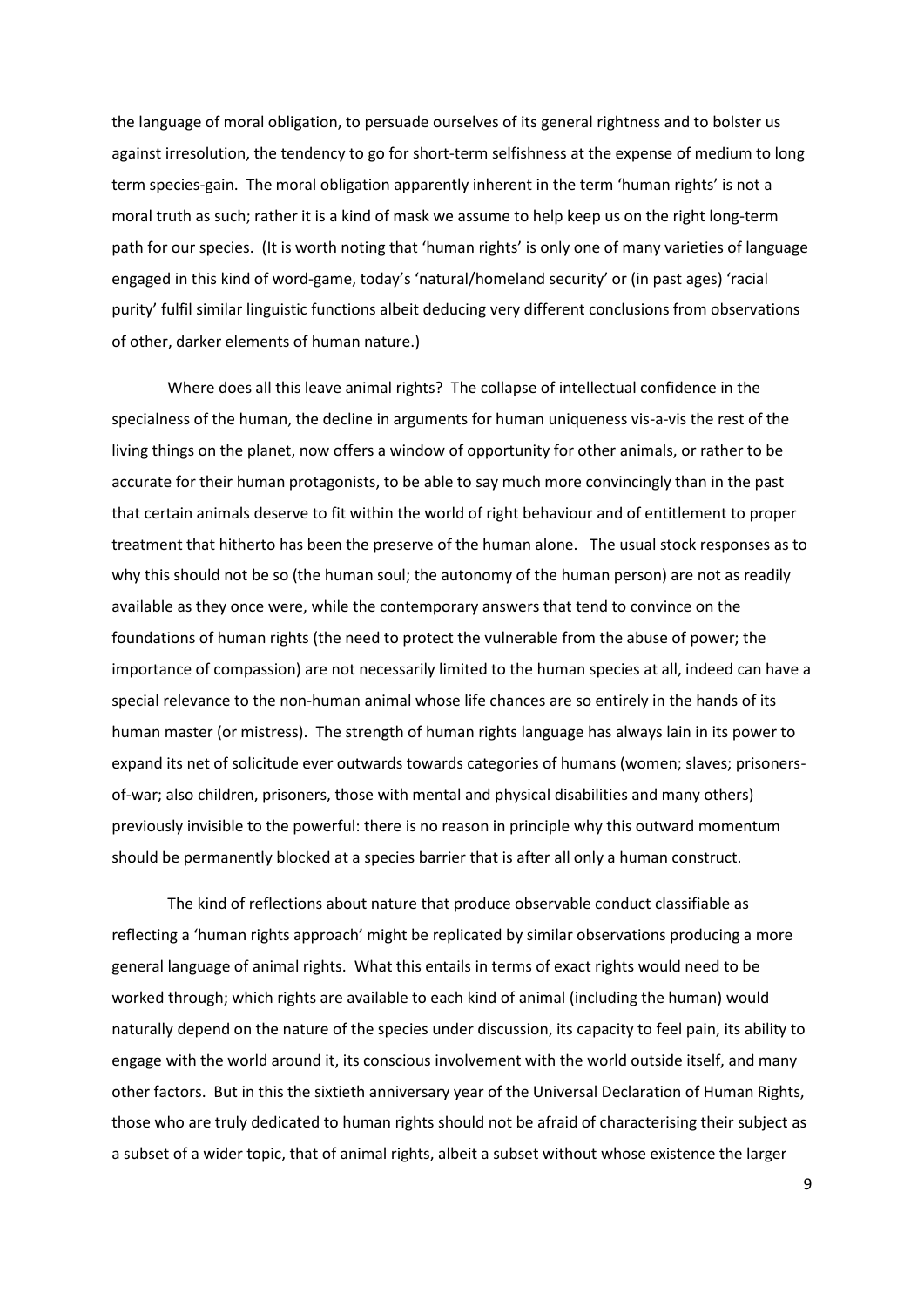the language of moral obligation, to persuade ourselves of its general rightness and to bolster us against irresolution, the tendency to go for short-term selfishness at the expense of medium to long term species-gain. The moral obligation apparently inherent in the term 'human rights' is not a moral truth as such; rather it is a kind of mask we assume to help keep us on the right long-term path for our species. (It is worth noting that 'human rights' is only one of many varieties of language engaged in this kind of word-game, today's 'natural/homeland security' or (in past ages) 'racial purity' fulfil similar linguistic functions albeit deducing very different conclusions from observations of other, darker elements of human nature.)

Where does all this leave animal rights? The collapse of intellectual confidence in the specialness of the human, the decline in arguments for human uniqueness vis-a-vis the rest of the living things on the planet, now offers a window of opportunity for other animals, or rather to be accurate for their human protagonists, to be able to say much more convincingly than in the past that certain animals deserve to fit within the world of right behaviour and of entitlement to proper treatment that hitherto has been the preserve of the human alone. The usual stock responses as to why this should not be so (the human soul; the autonomy of the human person) are not as readily available as they once were, while the contemporary answers that tend to convince on the foundations of human rights (the need to protect the vulnerable from the abuse of power; the importance of compassion) are not necessarily limited to the human species at all, indeed can have a special relevance to the non-human animal whose life chances are so entirely in the hands of its human master (or mistress). The strength of human rights language has always lain in its power to expand its net of solicitude ever outwards towards categories of humans (women; slaves; prisoners-of-war; also children, prisoners, those with mental and physical disabilities and many others) previously invisible to the powerful: there is no reason in principle why this outward momentum should be permanently blocked at a species barrier that is after all only a human construct.

The kind of reflections about nature that produce observable conduct classifiable as reflecting a 'human rights approach' might be replicated by similar observations producing a more general language of animal rights. What this entails in terms of exact rights would need to be worked through; which rights are available to each kind of animal (including the human) would naturally depend on the nature of the species under discussion, its capacity to feel pain, its ability to engage with the world around it, its conscious involvement with the world outside itself, and many other factors. But in this the sixtieth anniversary year of the Universal Declaration of Human Rights, those who are truly dedicated to human rights should not be afraid of characterising their subject as a subset of a wider topic, that of animal rights, albeit a subset without whose existence the larger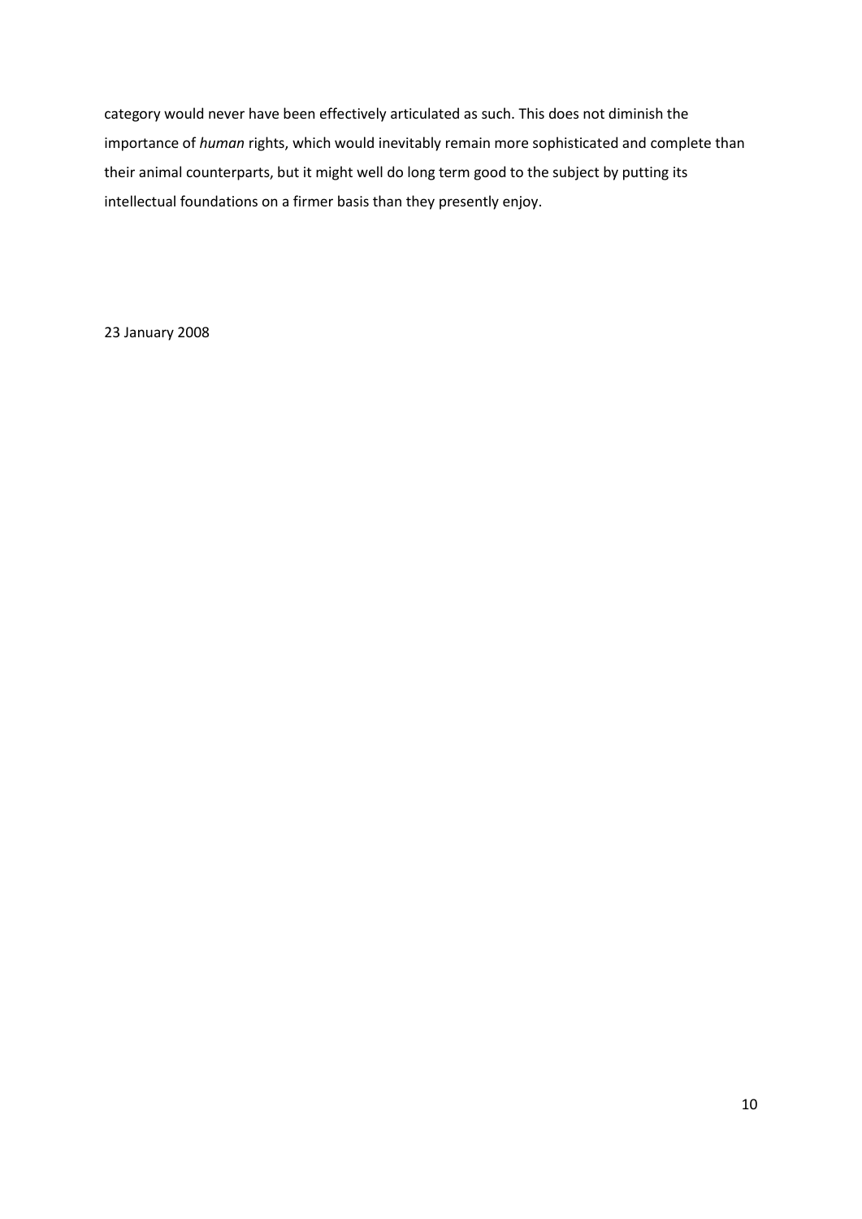category would never have been effectively articulated as such. This does not diminish the importance of *human* rights, which would inevitably remain more sophisticated and complete than their animal counterparts, but it might well do long term good to the subject by putting its intellectual foundations on a firmer basis than they presently enjoy.

23 January 2008